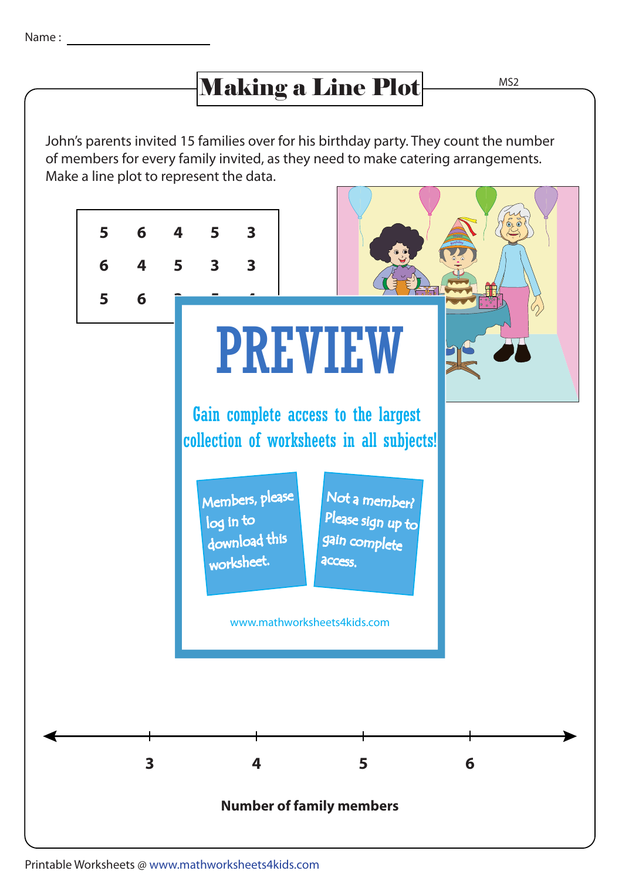Name : ____________________

# Making a Line Plot

John's parents invited 15 families over for his birthday party. They count the number of members for every family invited, as they need to make catering arrangements. Make a line plot to represent the data.

| | | | | |
|---|---|---|---|---|
| 5 | 6 | 4 | 5 | 3 |
| 6 | 4 | 5 | 3 | 3 |
| 5 | 6 | | | |

PREVIEW

Gain complete access to the largest collection of worksheets in all subjects!

Members, please log in to download this worksheet.

Not a member? Please sign up to gain complete access.

www.mathworksheets4kids.com

3
4
5
6

**Number of family members**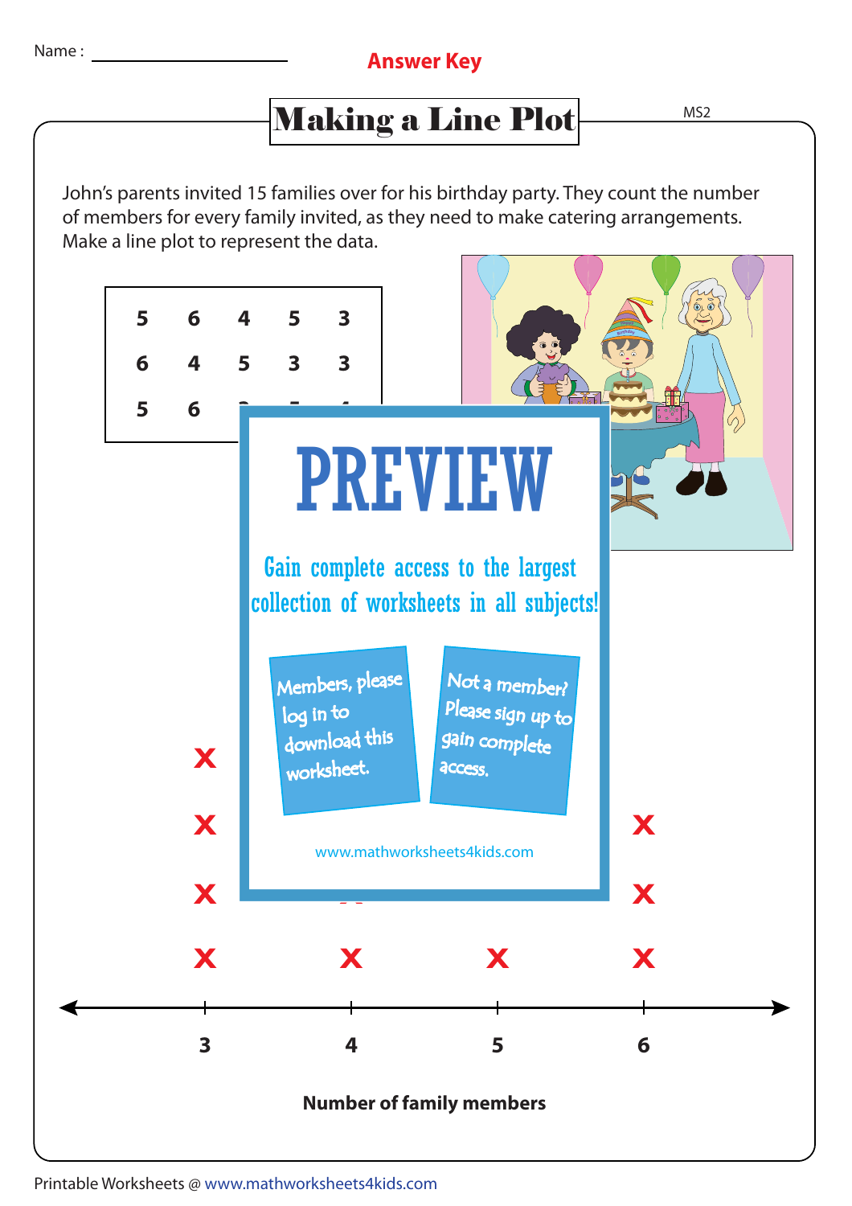Name : ____________________

**Answer Key**

# Making a Line Plot

MS2

John's parents invited 15 families over for his birthday party. They count the number of members for every family invited, as they need to make catering arrangements. Make a line plot to represent the data.

| | | | | |
|---|---|---|---|---|
| 5 | 6 | 4 | 5 | 3 |
| 6 | 4 | 5 | 3 | 3 |
| 5 | 6 | | | |

**PREVIEW**

Gain complete access to the largest collection of worksheets in all subjects!

Members, please log in to download this worksheet.

Not a member? Please sign up to gain complete access.

www.mathworksheets4kids.com

3

4

5

6

**Number of family members**

Printable Worksheets @ www.mathworksheets4kids.com